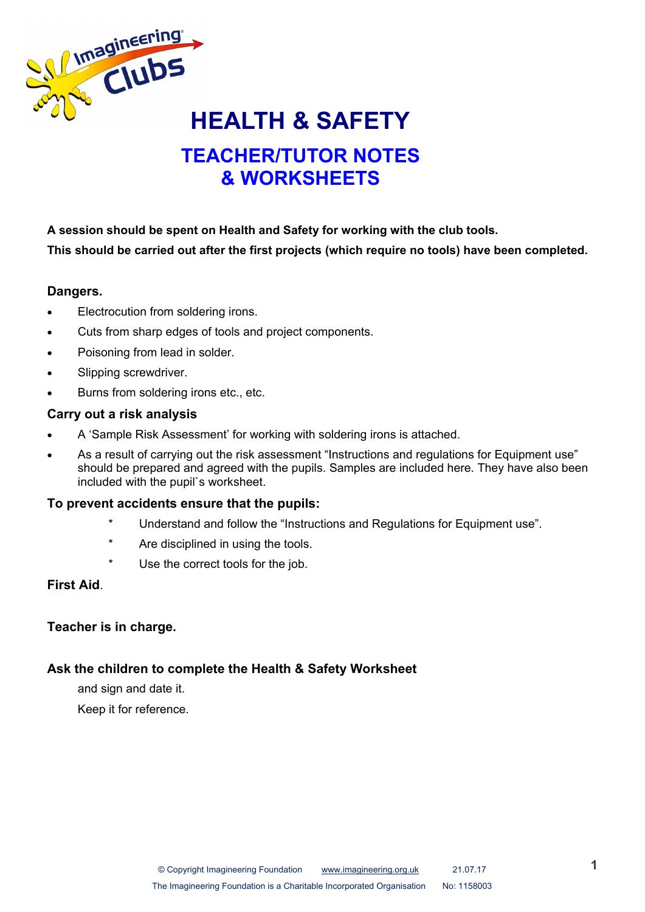# HEALTH & SAFETY

## TEACHER/TUTOR NOTES & WORKSHEETS

**A session should be spent on Health and Safety for working with the club tools.**

**This should be carried out after the first projects (which require no tools) have been completed.**

### Dangers.

- Electrocution from soldering irons.
- Cuts from sharp edges of tools and project components.
- Poisoning from lead in solder.
- Slipping screwdriver.
- Burns from soldering irons etc., etc.

### Carry out a risk analysis

- A 'Sample Risk Assessment' for working with soldering irons is attached.
- As a result of carrying out the risk assessment "Instructions and regulations for Equipment use" should be prepared and agreed with the pupils. Samples are included here. They have also been included with the pupil`s worksheet.

### To prevent accidents ensure that the pupils:

* Understand and follow the "Instructions and Regulations for Equipment use".
* Are disciplined in using the tools.
* Use the correct tools for the job.

**First Aid**.

**Teacher is in charge.**

### Ask the children to complete the Health & Safety Worksheet

and sign and date it.

Keep it for reference.

© Copyright Imagineering Foundation www.imagineering.org.uk 21.07.17

The Imagineering Foundation is a Charitable Incorporated Organisation No: 1158003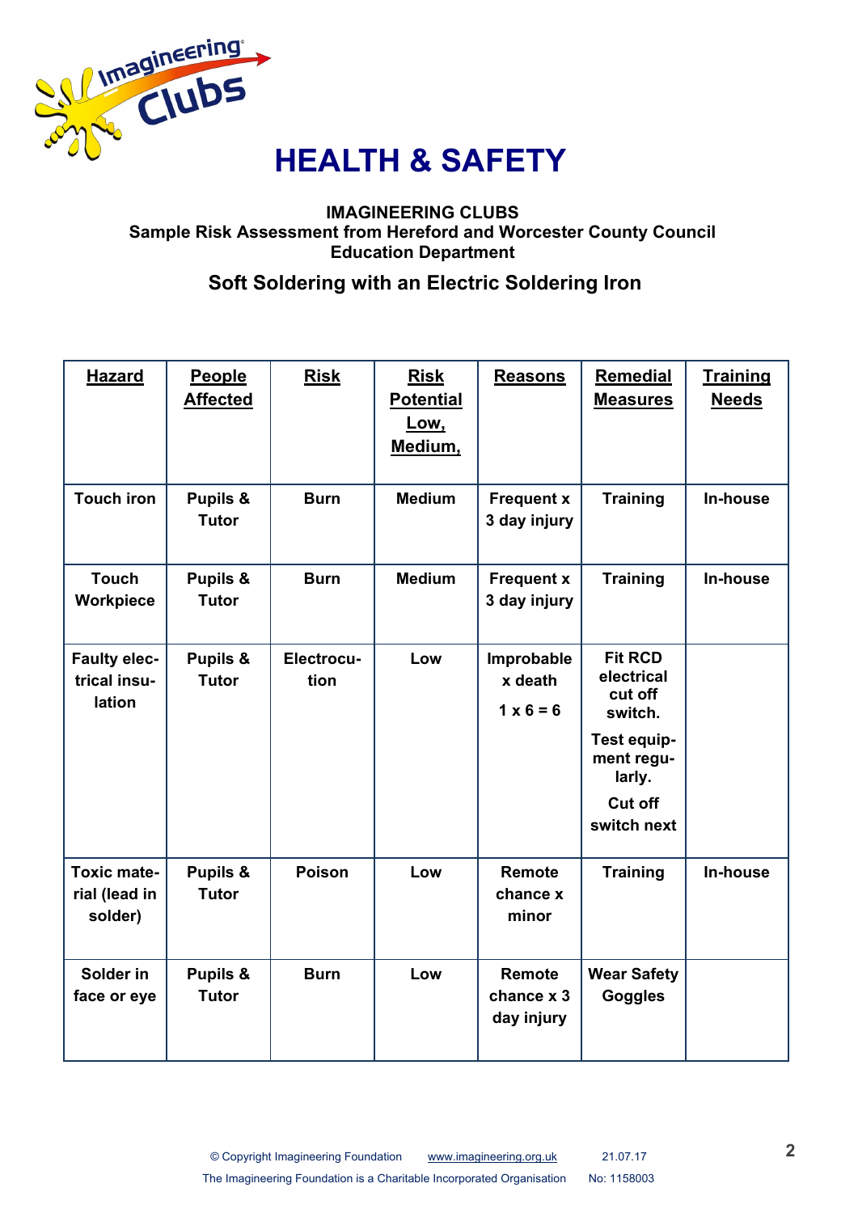# HEALTH & SAFETY

**IMAGINEERING CLUBS**
**Sample Risk Assessment from Hereford and Worcester County Council Education Department**

## Soft Soldering with an Electric Soldering Iron

| Hazard | People Affected | Risk | Risk Potential Low, Medium, | Reasons | Remedial Measures | Training Needs |
|---|---|---|---|---|---|---|
| Touch iron | Pupils & Tutor | Burn | Medium | Frequent x 3 day injury | Training | In-house |
| Touch Workpiece | Pupils & Tutor | Burn | Medium | Frequent x 3 day injury | Training | In-house |
| Faulty electrical insulation | Pupils & Tutor | Electrocution | Low | Improbable x death<br>1 x 6 = 6 | Fit RCD electrical cut off switch.<br>Test equipment regularly.<br>Cut off switch next | |
| Toxic material (lead in solder) | Pupils & Tutor | Poison | Low | Remote chance x minor | Training | In-house |
| Solder in face or eye | Pupils & Tutor | Burn | Low | Remote chance x 3 day injury | Wear Safety Goggles | |

© Copyright Imagineering Foundation www.imagineering.org.uk 21.07.17
The Imagineering Foundation is a Charitable Incorporated Organisation No: 1158003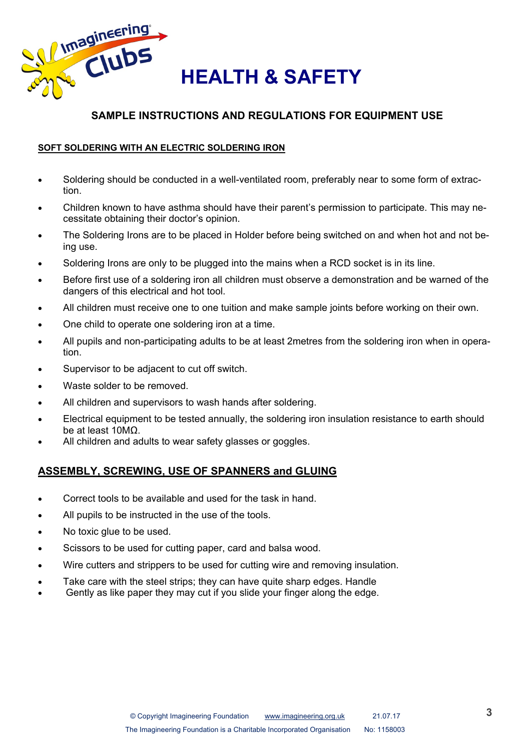# HEALTH & SAFETY

## SAMPLE INSTRUCTIONS AND REGULATIONS FOR EQUIPMENT USE

### SOFT SOLDERING WITH AN ELECTRIC SOLDERING IRON

- Soldering should be conducted in a well-ventilated room, preferably near to some form of extraction.
- Children known to have asthma should have their parent's permission to participate. This may necessitate obtaining their doctor's opinion.
- The Soldering Irons are to be placed in Holder before being switched on and when hot and not being use.
- Soldering Irons are only to be plugged into the mains when a RCD socket is in its line.
- Before first use of a soldering iron all children must observe a demonstration and be warned of the dangers of this electrical and hot tool.
- All children must receive one to one tuition and make sample joints before working on their own.
- One child to operate one soldering iron at a time.
- All pupils and non-participating adults to be at least 2metres from the soldering iron when in operation.
- Supervisor to be adjacent to cut off switch.
- Waste solder to be removed.
- All children and supervisors to wash hands after soldering.
- Electrical equipment to be tested annually, the soldering iron insulation resistance to earth should be at least 10MΩ.
- All children and adults to wear safety glasses or goggles.

### ASSEMBLY, SCREWING, USE OF SPANNERS and GLUING

- Correct tools to be available and used for the task in hand.
- All pupils to be instructed in the use of the tools.
- No toxic glue to be used.
- Scissors to be used for cutting paper, card and balsa wood.
- Wire cutters and strippers to be used for cutting wire and removing insulation.
- Take care with the steel strips; they can have quite sharp edges. Handle
- Gently as like paper they may cut if you slide your finger along the edge.

© Copyright Imagineering Foundation www.imagineering.org.uk 21.07.17
The Imagineering Foundation is a Charitable Incorporated Organisation No: 1158003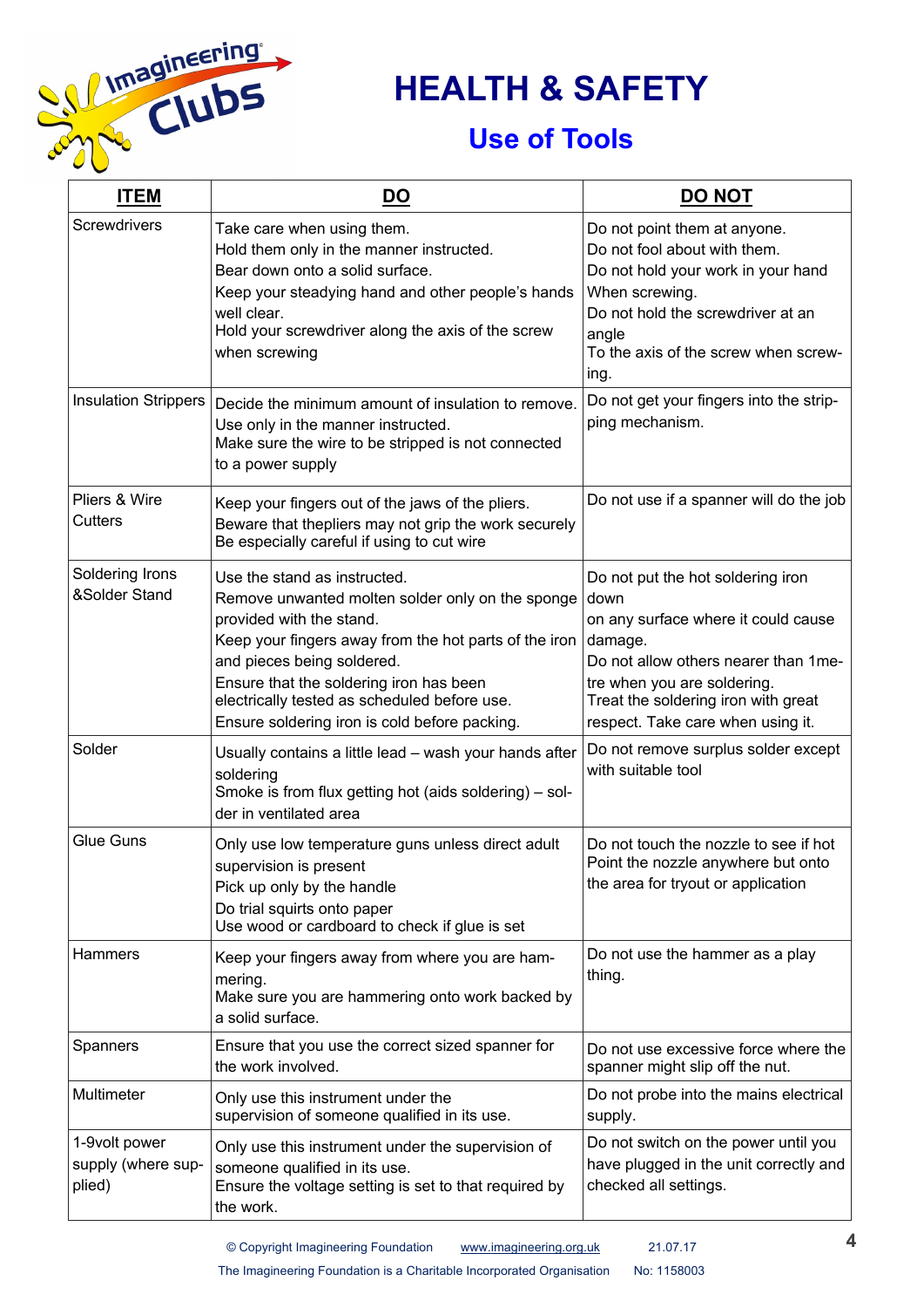# HEALTH & SAFETY

## Use of Tools

| ITEM | DO | DO NOT |
|---|---|---|
| Screwdrivers | Take care when using them.<br>Hold them only in the manner instructed.<br>Bear down onto a solid surface.<br>Keep your steadying hand and other people's hands well clear.<br>Hold your screwdriver along the axis of the screw when screwing | Do not point them at anyone.<br>Do not fool about with them.<br>Do not hold your work in your hand When screwing.<br>Do not hold the screwdriver at an angle To the axis of the screw when screwing. |
| Insulation Strippers | Decide the minimum amount of insulation to remove.<br>Use only in the manner instructed.<br>Make sure the wire to be stripped is not connected to a power supply | Do not get your fingers into the stripping mechanism. |
| Pliers & Wire Cutters | Keep your fingers out of the jaws of the pliers.<br>Beware that thepliers may not grip the work securely<br>Be especially careful if using to cut wire | Do not use if a spanner will do the job |
| Soldering Irons &Solder Stand | Use the stand as instructed.<br>Remove unwanted molten solder only on the sponge provided with the stand.<br>Keep your fingers away from the hot parts of the iron and pieces being soldered.<br>Ensure that the soldering iron has been electrically tested as scheduled before use.<br>Ensure soldering iron is cold before packing. | Do not put the hot soldering iron down on any surface where it could cause damage.<br>Do not allow others nearer than 1metre when you are soldering.<br>Treat the soldering iron with great respect. Take care when using it. |
| Solder | Usually contains a little lead – wash your hands after soldering<br>Smoke is from flux getting hot (aids soldering) – solder in ventilated area | Do not remove surplus solder except with suitable tool |
| Glue Guns | Only use low temperature guns unless direct adult supervision is present<br>Pick up only by the handle<br>Do trial squirts onto paper<br>Use wood or cardboard to check if glue is set | Do not touch the nozzle to see if hot<br>Point the nozzle anywhere but onto the area for tryout or application |
| Hammers | Keep your fingers away from where you are hammering.<br>Make sure you are hammering onto work backed by a solid surface. | Do not use the hammer as a play thing. |
| Spanners | Ensure that you use the correct sized spanner for the work involved. | Do not use excessive force where the spanner might slip off the nut. |
| Multimeter | Only use this instrument under the supervision of someone qualified in its use. | Do not probe into the mains electrical supply. |
| 1-9volt power supply (where supplied) | Only use this instrument under the supervision of someone qualified in its use.<br>Ensure the voltage setting is set to that required by the work. | Do not switch on the power until you have plugged in the unit correctly and checked all settings. |

© Copyright Imagineering Foundation www.imagineering.org.uk 21.07.17

The Imagineering Foundation is a Charitable Incorporated Organisation No: 1158003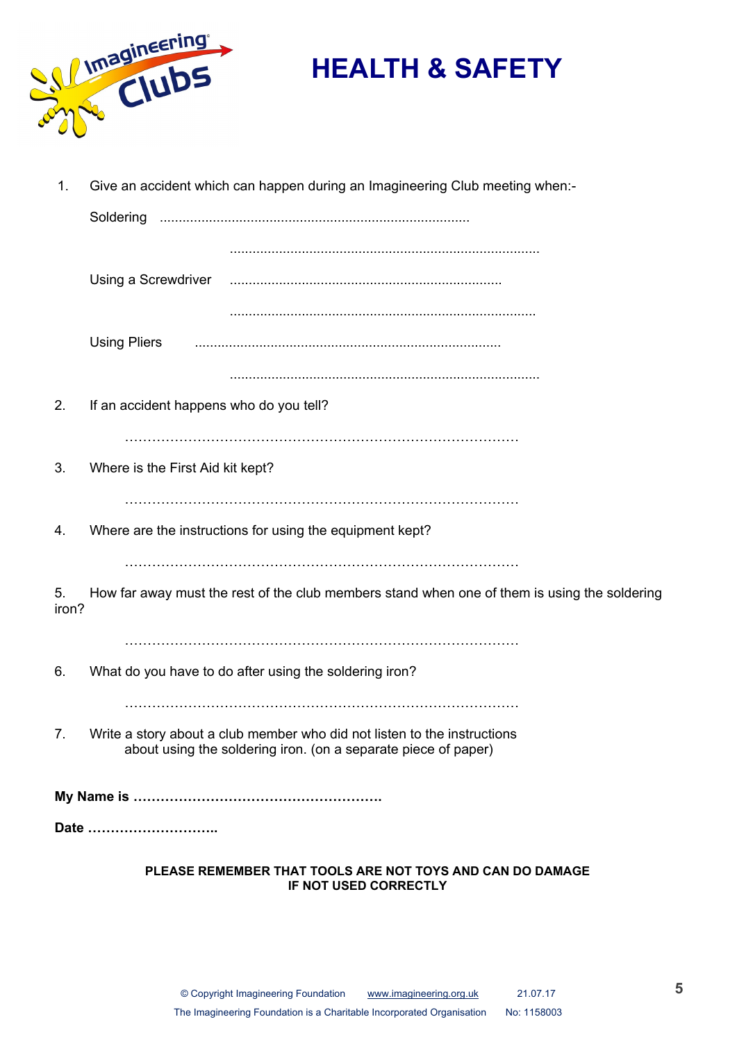# HEALTH & SAFETY

1. Give an accident which can happen during an Imagineering Club meeting when:-

   Soldering ...................................................................................

   ...................................................................................

   Using a Screwdriver .......................................................................

   ...................................................................................

   Using Pliers ...................................................................................

   ...................................................................................

2. If an accident happens who do you tell?

   ………………………………………………………………………………

3. Where is the First Aid kit kept?

   ………………………………………………………………………………

4. Where are the instructions for using the equipment kept?

   ………………………………………………………………………………

5. How far away must the rest of the club members stand when one of them is using the soldering iron?

   ………………………………………………………………………………

6. What do you have to do after using the soldering iron?

   ………………………………………………………………………………

7. Write a story about a club member who did not listen to the instructions about using the soldering iron. (on a separate piece of paper)

**My Name is ……………………………………………….**

**Date ………………………..**

**PLEASE REMEMBER THAT TOOLS ARE NOT TOYS AND CAN DO DAMAGE IF NOT USED CORRECTLY**

© Copyright Imagineering Foundation www.imagineering.org.uk 21.07.17

The Imagineering Foundation is a Charitable Incorporated Organisation No: 1158003